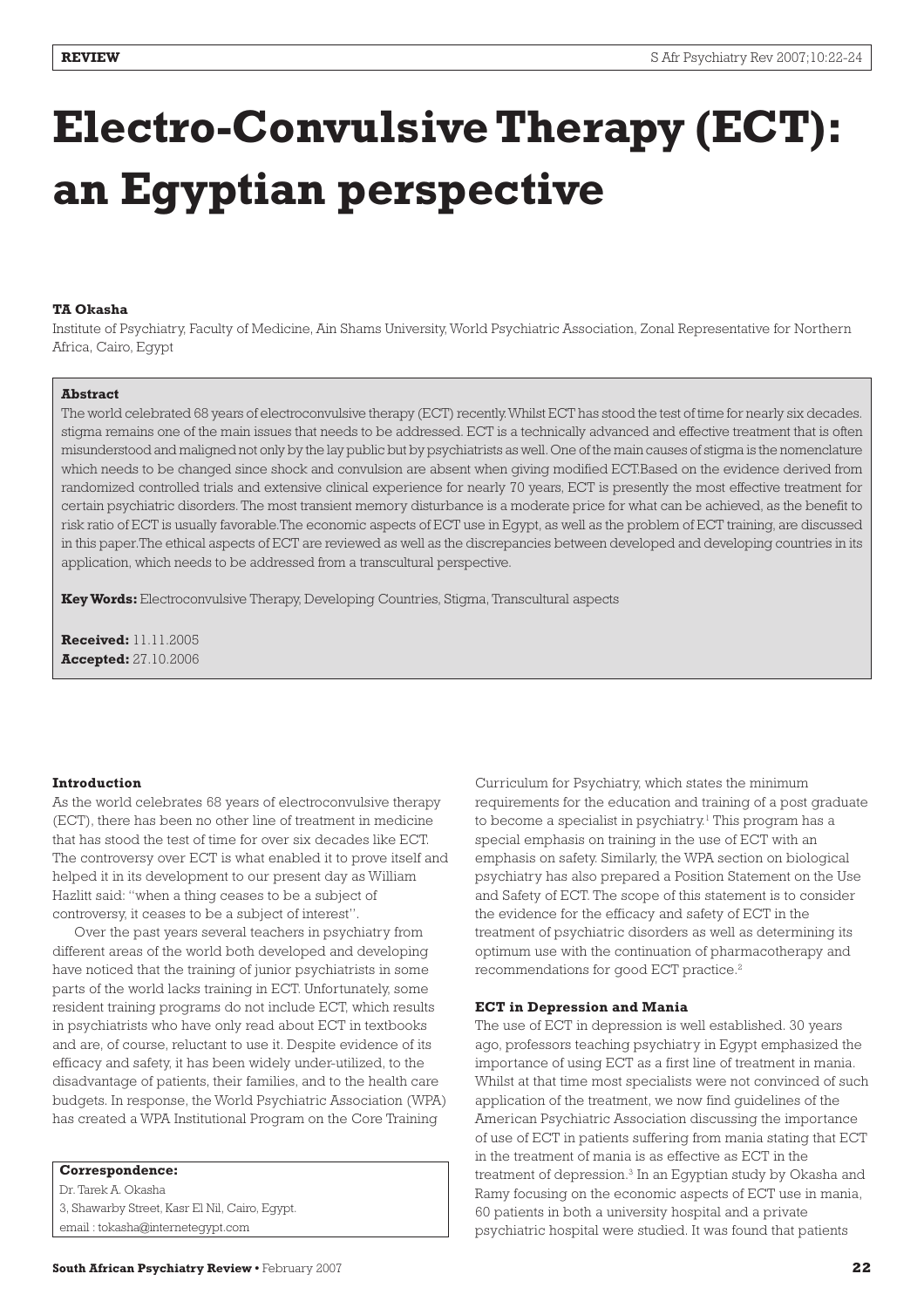**REVIEW**

# Electro-Convulsive Therapy (ECT): an Egyptian perspective

**TA Okasha**

Institute of Psychiatry, Faculty of Medicine, Ain Shams University, World Psychiatric Association, Zonal Representative for Northern Africa, Cairo, Egypt

**Abstract**

The world celebrated 68 years of electroconvulsive therapy (ECT) recently. Whilst ECT has stood the test of time for nearly six decades. stigma remains one of the main issues that needs to be addressed. ECT is a technically advanced and effective treatment that is often misunderstood and maligned not only by the lay public but by psychiatrists as well. One of the main causes of stigma is the nomenclature which needs to be changed since shock and convulsion are absent when giving modified ECT. Based on the evidence derived from randomized controlled trials and extensive clinical experience for nearly 70 years, ECT is presently the most effective treatment for certain psychiatric disorders. The most transient memory disturbance is a moderate price for what can be achieved, as the benefit to risk ratio of ECT is usually favorable. The economic aspects of ECT use in Egypt, as well as the problem of ECT training, are discussed in this paper. The ethical aspects of ECT are reviewed as well as the discrepancies between developed and developing countries in its application, which needs to be addressed from a transcultural perspective.

**Key Words:** Electroconvulsive Therapy, Developing Countries, Stigma, Transcultural aspects

**Received:** 11.11.2005
**Accepted:** 27.10.2006

**Correspondence:**
Dr. Tarek A. Okasha
3, Shawarby Street, Kasr El Nil, Cairo, Egypt.
email : tokasha@internetegypt.com

## Introduction

As the world celebrates 68 years of electroconvulsive therapy (ECT), there has been no other line of treatment in medicine that has stood the test of time for over six decades like ECT. The controversy over ECT is what enabled it to prove itself and helped it in its development to our present day as William Hazlitt said: "when a thing ceases to be a subject of controversy, it ceases to be a subject of interest".

Over the past years several teachers in psychiatry from different areas of the world both developed and developing have noticed that the training of junior psychiatrists in some parts of the world lacks training in ECT. Unfortunately, some resident training programs do not include ECT, which results in psychiatrists who have only read about ECT in textbooks and are, of course, reluctant to use it. Despite evidence of its efficacy and safety, it has been widely under-utilized, to the disadvantage of patients, their families, and to the health care budgets. In response, the World Psychiatric Association (WPA) has created a WPA Institutional Program on the Core Training Curriculum for Psychiatry, which states the minimum requirements for the education and training of a post graduate to become a specialist in psychiatry.[1] This program has a special emphasis on training in the use of ECT with an emphasis on safety. Similarly, the WPA section on biological psychiatry has also prepared a Position Statement on the Use and Safety of ECT. The scope of this statement is to consider the evidence for the efficacy and safety of ECT in the treatment of psychiatric disorders as well as determining its optimum use with the continuation of pharmacotherapy and recommendations for good ECT practice.[2]

## ECT in Depression and Mania

The use of ECT in depression is well established. 30 years ago, professors teaching psychiatry in Egypt emphasized the importance of using ECT as a first line of treatment in mania. Whilst at that time most specialists were not convinced of such application of the treatment, we now find guidelines of the American Psychiatric Association discussing the importance of use of ECT in patients suffering from mania stating that ECT in the treatment of mania is as effective as ECT in the treatment of depression.[3] In an Egyptian study by Okasha and Ramy focusing on the economic aspects of ECT use in mania, 60 patients in both a university hospital and a private psychiatric hospital were studied. It was found that patients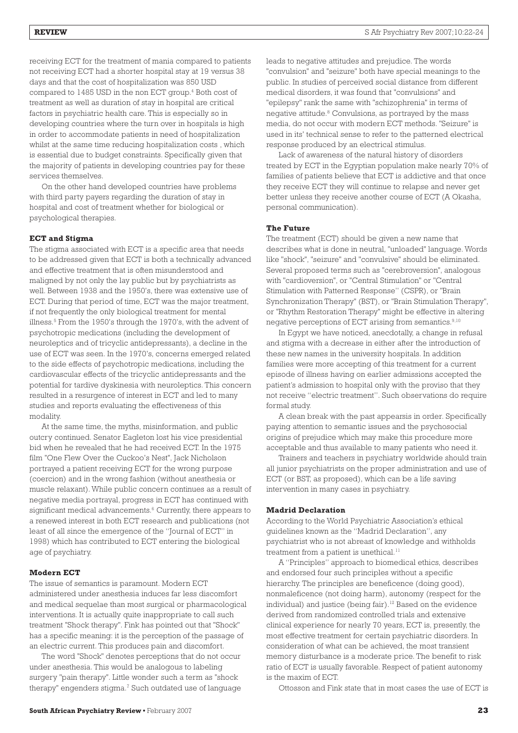receiving ECT for the treatment of mania compared to patients not receiving ECT had a shorter hospital stay at 19 versus 38 days and that the cost of hospitalization was 850 USD compared to 1485 USD in the non ECT group.[4] Both cost of treatment as well as duration of stay in hospital are critical factors in psychiatric health care. This is especially so in developing countries where the turn over in hospitals is high in order to accommodate patients in need of hospitalization whilst at the same time reducing hospitalization costs , which is essential due to budget constraints. Specifically given that the majority of patients in developing countries pay for these services themselves.

On the other hand developed countries have problems with third party payers regarding the duration of stay in hospital and cost of treatment whether for biological or psychological therapies.

### ECT and Stigma

The stigma associated with ECT is a specific area that needs to be addressed given that ECT is both a technically advanced and effective treatment that is often misunderstood and maligned by not only the lay public but by psychiatrists as well. Between 1938 and the 1950's, there was extensive use of ECT. During that period of time, ECT was the major treatment, if not frequently the only biological treatment for mental illness.[5] From the 1950's through the 1970's, with the advent of psychotropic medications (including the development of neuroleptics and of tricyclic antidepressants), a decline in the use of ECT was seen. In the 1970's, concerns emerged related to the side effects of psychotropic medications, including the cardiovascular effects of the tricyclic antidepressants and the potential for tardive dyskinesia with neuroleptics. This concern resulted in a resurgence of interest in ECT and led to many studies and reports evaluating the effectiveness of this modality.

At the same time, the myths, misinformation, and public outcry continued. Senator Eagleton lost his vice presidential bid when he revealed that he had received ECT. In the 1975 film "One Flew Over the Cuckoo's Nest", Jack Nicholson portrayed a patient receiving ECT for the wrong purpose (coercion) and in the wrong fashion (without anesthesia or muscle relaxant). While public concern continues as a result of negative media portrayal, progress in ECT has continued with significant medical advancements.[6] Currently, there appears to a renewed interest in both ECT research and publications (not least of all since the emergence of the ''Journal of ECT'' in 1998) which has contributed to ECT entering the biological age of psychiatry.

### Modern ECT

The issue of semantics is paramount. Modern ECT administered under anesthesia induces far less discomfort and medical sequelae than most surgical or pharmacological interventions. It is actually quite inappropriate to call such treatment "Shock therapy". Fink has pointed out that "Shock" has a specific meaning: it is the perception of the passage of an electric current. This produces pain and discomfort.

The word "Shock" denotes perceptions that do not occur under anesthesia. This would be analogous to labeling surgery "pain therapy". Little wonder such a term as "shock therapy" engenders stigma.[7] Such outdated use of language leads to negative attitudes and prejudice. The words "convulsion" and "seizure" both have special meanings to the public. In studies of perceived social distance from different medical disorders, it was found that "convulsions" and "epilepsy" rank the same with "schizophrenia" in terms of negative attitude.[8] Convulsions, as portrayed by the mass media, do not occur with modern ECT methods. "Seizure" is used in its' technical sense to refer to the patterned electrical response produced by an electrical stimulus.

Lack of awareness of the natural history of disorders treated by ECT in the Egyptian population make nearly 70% of families of patients believe that ECT is addictive and that once they receive ECT they will continue to relapse and never get better unless they receive another course of ECT (A Okasha, personal communication).

### The Future

The treatment (ECT) should be given a new name that describes what is done in neutral, "unloaded" language. Words like "shock", "seizure" and "convulsive" should be eliminated. Several proposed terms such as "cerebroversion", analogous with "cardioversion", or "Central Stimulation" or "Central Stimulation with Patterned Response'' (CSPR), or "Brain Synchronization Therapy" (BST), or "Brain Stimulation Therapy", or "Rhythm Restoration Therapy" might be effective in altering negative perceptions of ECT arising from semantics.[9,10]

In Egypt we have noticed, anecdotally, a change in refusal and stigma with a decrease in either after the introduction of these new names in the university hospitals. In addition families were more accepting of this treatment for a current episode of illness having on earlier admissions accepted the patient's admission to hospital only with the proviso that they not receive ''electric treatment''. Such observations do require formal study.

A clean break with the past appearsis in order. Specifically paying attention to semantic issues and the psychosocial origins of prejudice which may make this procedure more acceptable and thus available to many patients who need it.

Trainers and teachers in psychiatry worldwide should train all junior psychiatrists on the proper administration and use of ECT (or BST, as proposed), which can be a life saving intervention in many cases in psychiatry.

### Madrid Declaration

According to the World Psychiatric Association's ethical guidelines known as the ''Madrid Declaration'', any psychiatrist who is not abreast of knowledge and withholds treatment from a patient is unethical.[11]

A ''Principles'' approach to biomedical ethics, describes and endorsed four such principles without a specific hierarchy. The principles are beneficence (doing good), nonmaleficence (not doing harm), autonomy (respect for the individual) and justice (being fair).[12] Based on the evidence derived from randomized controlled trials and extensive clinical experience for nearly 70 years, ECT is, presently, the most effective treatment for certain psychiatric disorders. In consideration of what can be achieved, the most transient memory disturbance is a moderate price. The benefit to risk ratio of ECT is usually favorable. Respect of patient autonomy is the maxim of ECT.

Ottosson and Fink state that in most cases the use of ECT is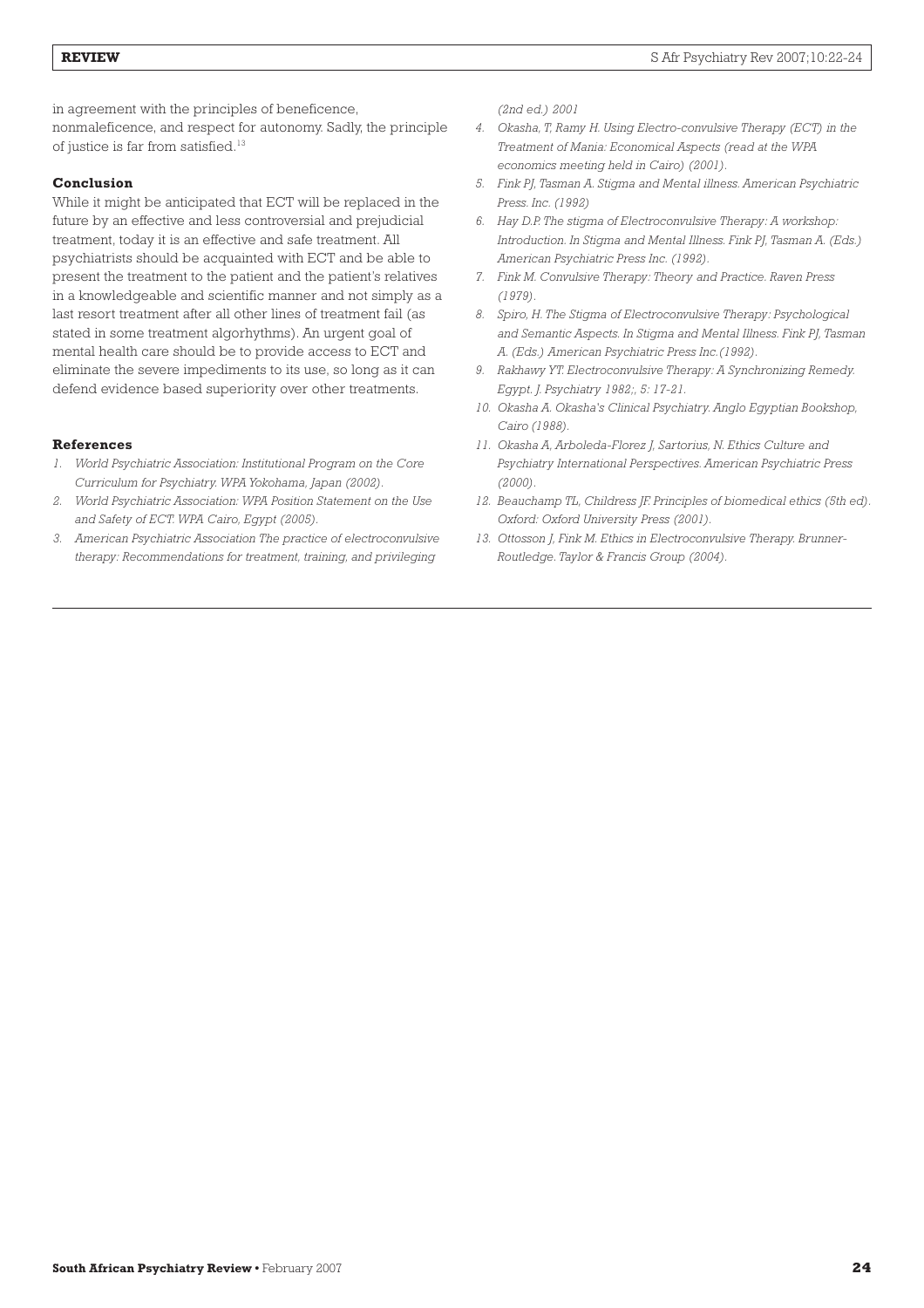in agreement with the principles of beneficence, nonmaleficence, and respect for autonomy. Sadly, the principle of justice is far from satisfied.[13]

### Conclusion

While it might be anticipated that ECT will be replaced in the future by an effective and less controversial and prejudicial treatment, today it is an effective and safe treatment. All psychiatrists should be acquainted with ECT and be able to present the treatment to the patient and the patient's relatives in a knowledgeable and scientific manner and not simply as a last resort treatment after all other lines of treatment fail (as stated in some treatment algorhythms). An urgent goal of mental health care should be to provide access to ECT and eliminate the severe impediments to its use, so long as it can defend evidence based superiority over other treatments.

### References

1. *World Psychiatric Association: Institutional Program on the Core Curriculum for Psychiatry. WPA Yokohama, Japan (2002).*
2. *World Psychiatric Association: WPA Position Statement on the Use and Safety of ECT. WPA Cairo, Egypt (2005).*
3. *American Psychiatric Association The practice of electroconvulsive therapy: Recommendations for treatment, training, and privileging (2nd ed.) 2001*
4. *Okasha, T, Ramy H. Using Electro-convulsive Therapy (ECT) in the Treatment of Mania: Economical Aspects (read at the WPA economics meeting held in Cairo) (2001).*
5. *Fink PJ, Tasman A. Stigma and Mental illness. American Psychiatric Press. Inc. (1992)*
6. *Hay D.P. The stigma of Electroconvulsive Therapy: A workshop: Introduction. In Stigma and Mental Illness. Fink PJ, Tasman A. (Eds.) American Psychiatric Press Inc. (1992).*
7. *Fink M. Convulsive Therapy: Theory and Practice. Raven Press (1979).*
8. *Spiro, H. The Stigma of Electroconvulsive Therapy: Psychological and Semantic Aspects. In Stigma and Mental Illness. Fink PJ, Tasman A. (Eds.) American Psychiatric Press Inc.(1992).*
9. *Rakhawy YT. Electroconvulsive Therapy: A Synchronizing Remedy. Egypt. J. Psychiatry 1982;, 5: 17-21.*
10. *Okasha A. Okasha's Clinical Psychiatry. Anglo Egyptian Bookshop, Cairo (1988).*
11. *Okasha A, Arboleda-Florez J, Sartorius, N. Ethics Culture and Psychiatry International Perspectives. American Psychiatric Press (2000).*
12. *Beauchamp TL, Childress JF. Principles of biomedical ethics (5th ed). Oxford: Oxford University Press (2001).*
13. *Ottosson J, Fink M. Ethics in Electroconvulsive Therapy. Brunner-Routledge. Taylor & Francis Group (2004).*